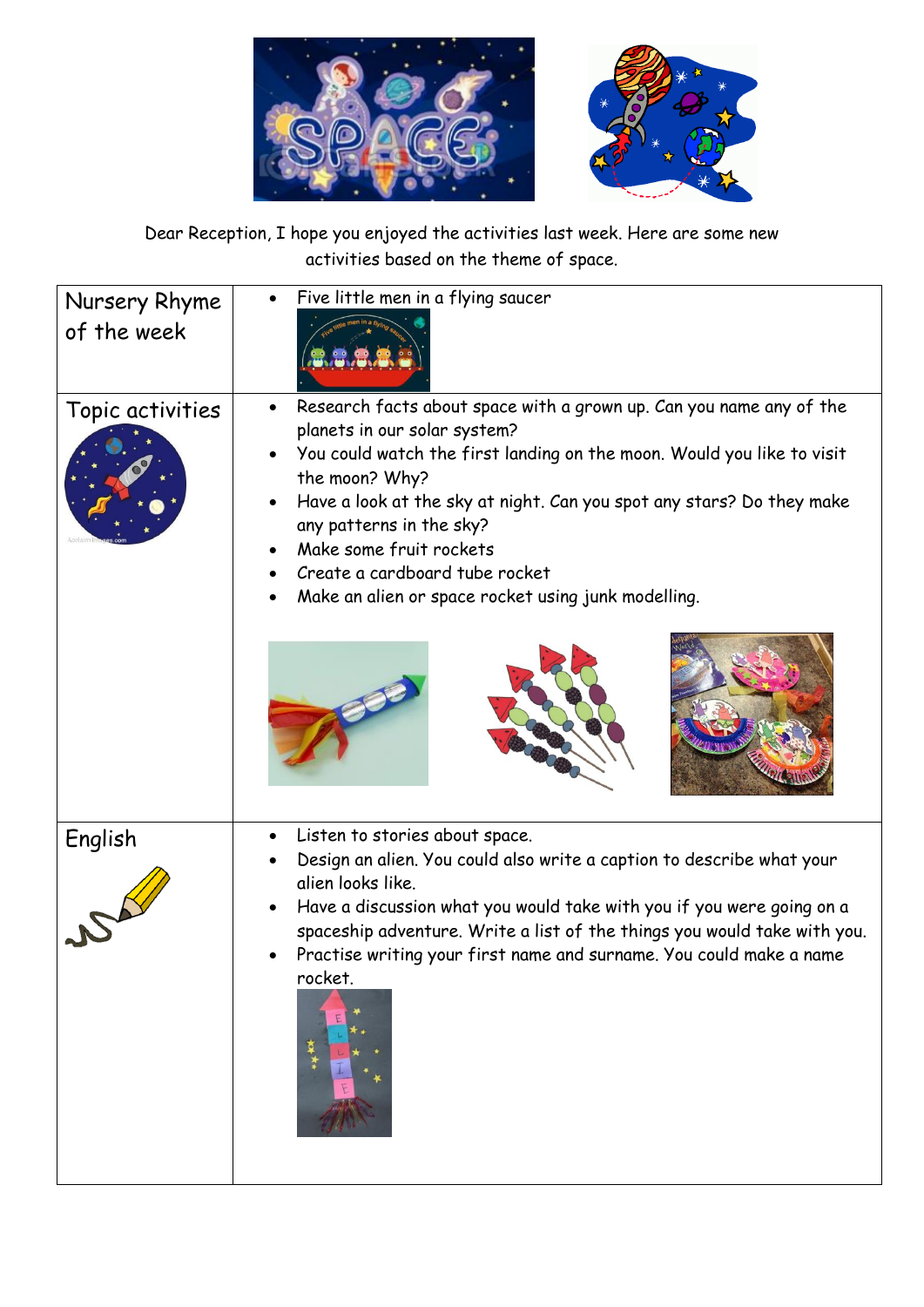Dear Reception, I hope you enjoyed the activities last week. Here are some new activities based on the theme of space.

| | |
|---|---|
| Nursery Rhyme of the week | • Five little men in a flying saucer |
| Topic activities | • Research facts about space with a grown up. Can you name any of the planets in our solar system?<br>• You could watch the first landing on the moon. Would you like to visit the moon? Why?<br>• Have a look at the sky at night. Can you spot any stars? Do they make any patterns in the sky?<br>• Make some fruit rockets<br>• Create a cardboard tube rocket<br>• Make an alien or space rocket using junk modelling. |
| English | • Listen to stories about space.<br>• Design an alien. You could also write a caption to describe what your alien looks like.<br>• Have a discussion what you would take with you if you were going on a spaceship adventure. Write a list of the things you would take with you.<br>• Practise writing your first name and surname. You could make a name rocket. |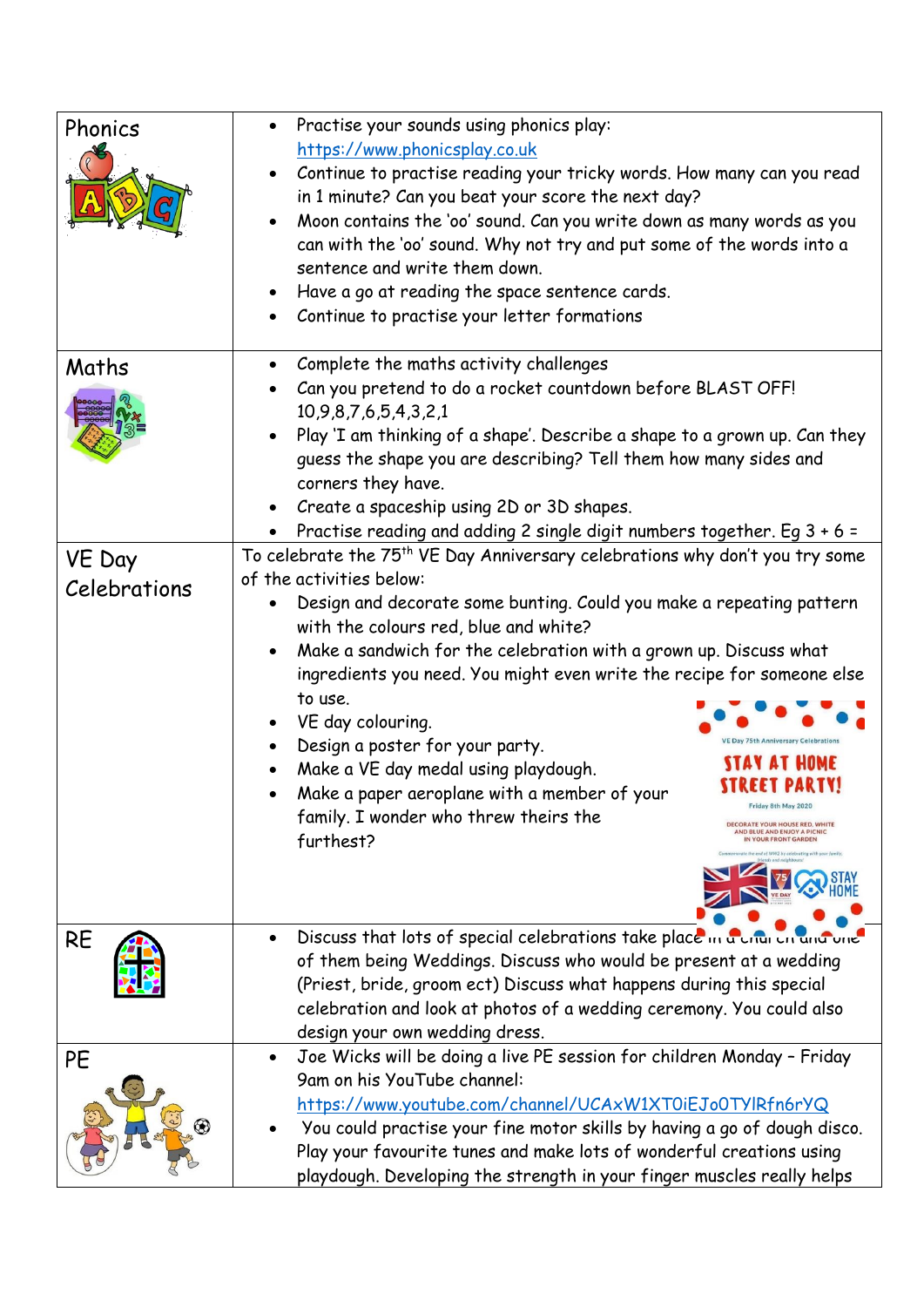| | |
|---|---|
| Phonics | • Practise your sounds using phonics play: https://www.phonicsplay.co.uk<br>• Continue to practise reading your tricky words. How many can you read in 1 minute? Can you beat your score the next day?<br>• Moon contains the 'oo' sound. Can you write down as many words as you can with the 'oo' sound. Why not try and put some of the words into a sentence and write them down.<br>• Have a go at reading the space sentence cards.<br>• Continue to practise your letter formations |
| Maths | • Complete the maths activity challenges<br>• Can you pretend to do a rocket countdown before BLAST OFF! 10,9,8,7,6,5,4,3,2,1<br>• Play 'I am thinking of a shape'. Describe a shape to a grown up. Can they guess the shape you are describing? Tell them how many sides and corners they have.<br>• Create a spaceship using 2D or 3D shapes.<br>• Practise reading and adding 2 single digit numbers together. Eg 3 + 6 = |
| VE Day Celebrations | To celebrate the 75th VE Day Anniversary celebrations why don't you try some of the activities below:<br>• Design and decorate some bunting. Could you make a repeating pattern with the colours red, blue and white?<br>• Make a sandwich for the celebration with a grown up. Discuss what ingredients you need. You might even write the recipe for someone else to use.<br>• VE day colouring.<br>• Design a poster for your party.<br>• Make a VE day medal using playdough.<br>• Make a paper aeroplane with a member of your family. I wonder who threw theirs the furthest?<br>VE Day 75th Anniversary Celebrations<br>STAY AT HOME STREET PARTY!<br>Friday 8th May 2020<br>DECORATE YOUR HOUSE RED, WHITE AND BLUE AND ENJOY A PICNIC IN YOUR FRONT GARDEN<br>STAY HOME |
| RE | • Discuss that lots of special celebrations take place in a church and one of them being Weddings. Discuss who would be present at a wedding (Priest, bride, groom ect) Discuss what happens during this special celebration and look at photos of a wedding ceremony. You could also design your own wedding dress. |
| PE | • Joe Wicks will be doing a live PE session for children Monday – Friday 9am on his YouTube channel: https://www.youtube.com/channel/UCAxW1XT0iEJo0TYlRfn6rYQ<br>• You could practise your fine motor skills by having a go of dough disco. Play your favourite tunes and make lots of wonderful creations using playdough. Developing the strength in your finger muscles really helps |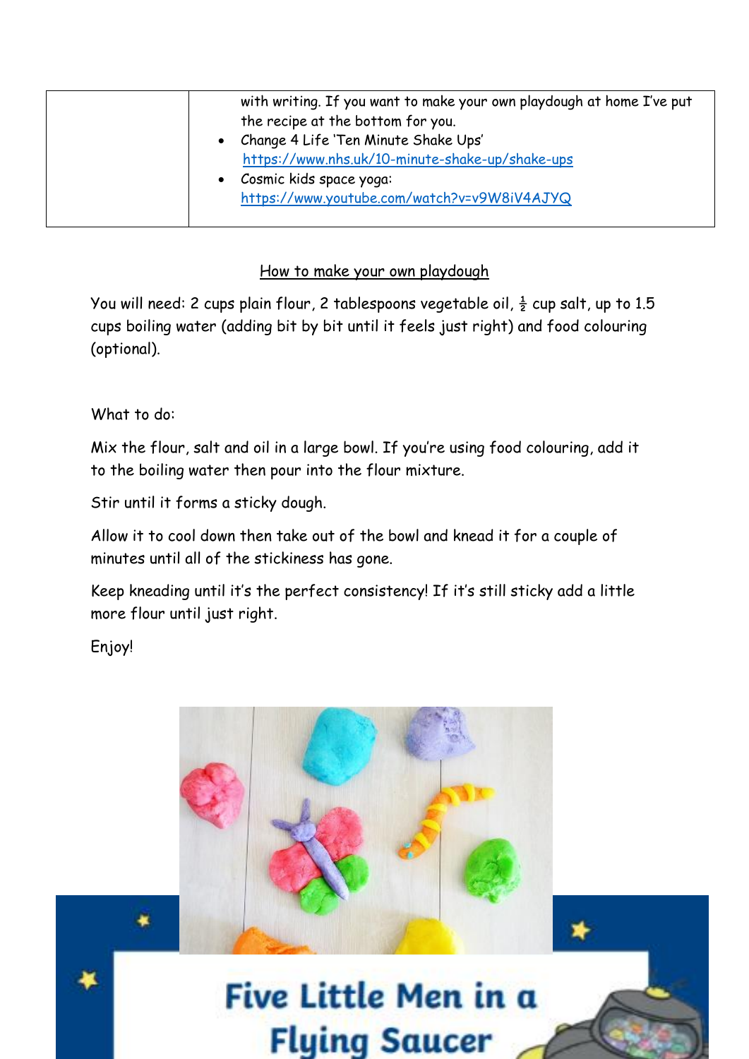| | |
|---|---|
| | with writing. If you want to make your own playdough at home I've put the recipe at the bottom for you.<br>• Change 4 Life 'Ten Minute Shake Ups' https://www.nhs.uk/10-minute-shake-up/shake-ups<br>• Cosmic kids space yoga: https://www.youtube.com/watch?v=v9W8iV4AJYQ |

## How to make your own playdough

You will need: 2 cups plain flour, 2 tablespoons vegetable oil, ½ cup salt, up to 1.5 cups boiling water (adding bit by bit until it feels just right) and food colouring (optional).

What to do:

Mix the flour, salt and oil in a large bowl. If you're using food colouring, add it to the boiling water then pour into the flour mixture.

Stir until it forms a sticky dough.

Allow it to cool down then take out of the bowl and knead it for a couple of minutes until all of the stickiness has gone.

Keep kneading until it's the perfect consistency! If it's still sticky add a little more flour until just right.

Enjoy!

Five Little Men in a Flying Saucer